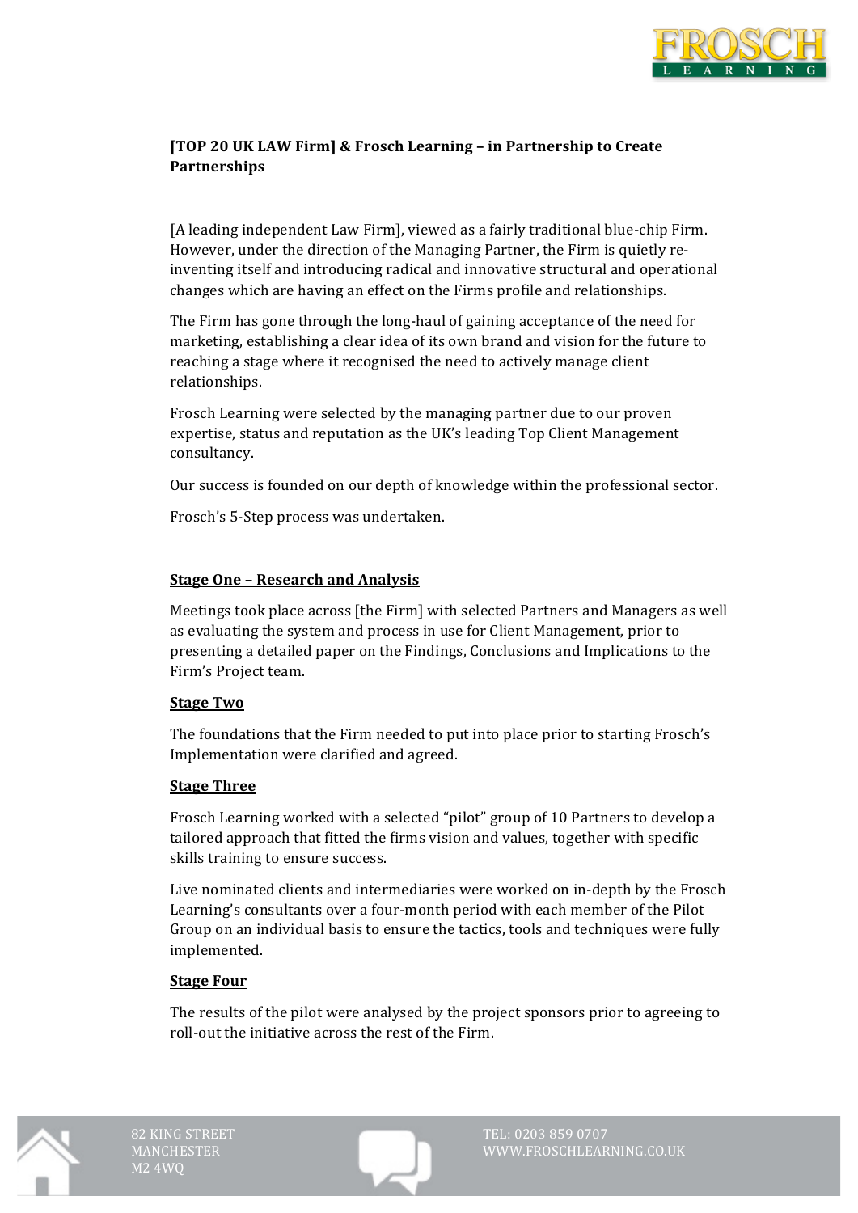**[TOP 20 UK LAW Firm] & Frosch Learning – in Partnership to Create Partnerships**

[A leading independent Law Firm], viewed as a fairly traditional blue-chip Firm. However, under the direction of the Managing Partner, the Firm is quietly re-inventing itself and introducing radical and innovative structural and operational changes which are having an effect on the Firms profile and relationships.

The Firm has gone through the long-haul of gaining acceptance of the need for marketing, establishing a clear idea of its own brand and vision for the future to reaching a stage where it recognised the need to actively manage client relationships.

Frosch Learning were selected by the managing partner due to our proven expertise, status and reputation as the UK's leading Top Client Management consultancy.

Our success is founded on our depth of knowledge within the professional sector.

Frosch's 5-Step process was undertaken.

## Stage One – Research and Analysis

Meetings took place across [the Firm] with selected Partners and Managers as well as evaluating the system and process in use for Client Management, prior to presenting a detailed paper on the Findings, Conclusions and Implications to the Firm's Project team.

## Stage Two

The foundations that the Firm needed to put into place prior to starting Frosch's Implementation were clarified and agreed.

## Stage Three

Frosch Learning worked with a selected "pilot" group of 10 Partners to develop a tailored approach that fitted the firms vision and values, together with specific skills training to ensure success.

Live nominated clients and intermediaries were worked on in-depth by the Frosch Learning's consultants over a four-month period with each member of the Pilot Group on an individual basis to ensure the tactics, tools and techniques were fully implemented.

## Stage Four

The results of the pilot were analysed by the project sponsors prior to agreeing to roll-out the initiative across the rest of the Firm.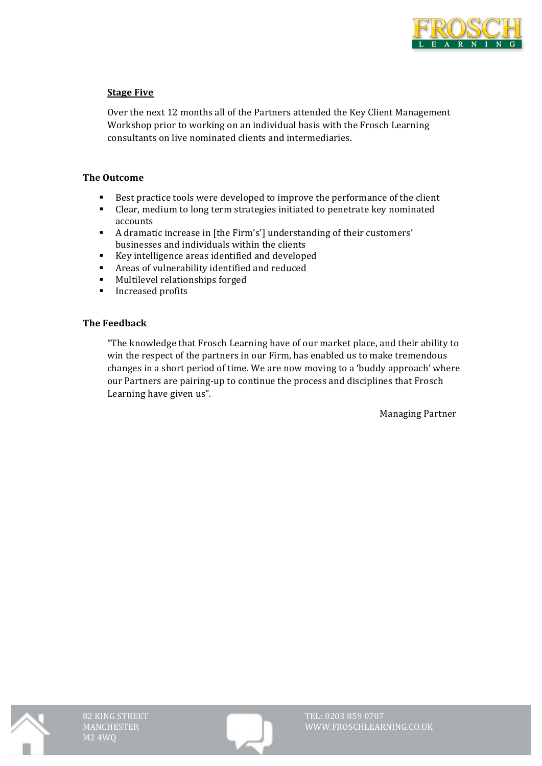**Stage Five**

Over the next 12 months all of the Partners attended the Key Client Management Workshop prior to working on an individual basis with the Frosch Learning consultants on live nominated clients and intermediaries.

## The Outcome

- Best practice tools were developed to improve the performance of the client
- Clear, medium to long term strategies initiated to penetrate key nominated accounts
- A dramatic increase in [the Firm's'] understanding of their customers' businesses and individuals within the clients
- Key intelligence areas identified and developed
- Areas of vulnerability identified and reduced
- Multilevel relationships forged
- Increased profits

## The Feedback

"The knowledge that Frosch Learning have of our market place, and their ability to win the respect of the partners in our Firm, has enabled us to make tremendous changes in a short period of time. We are now moving to a 'buddy approach' where our Partners are pairing-up to continue the process and disciplines that Frosch Learning have given us".

Managing Partner